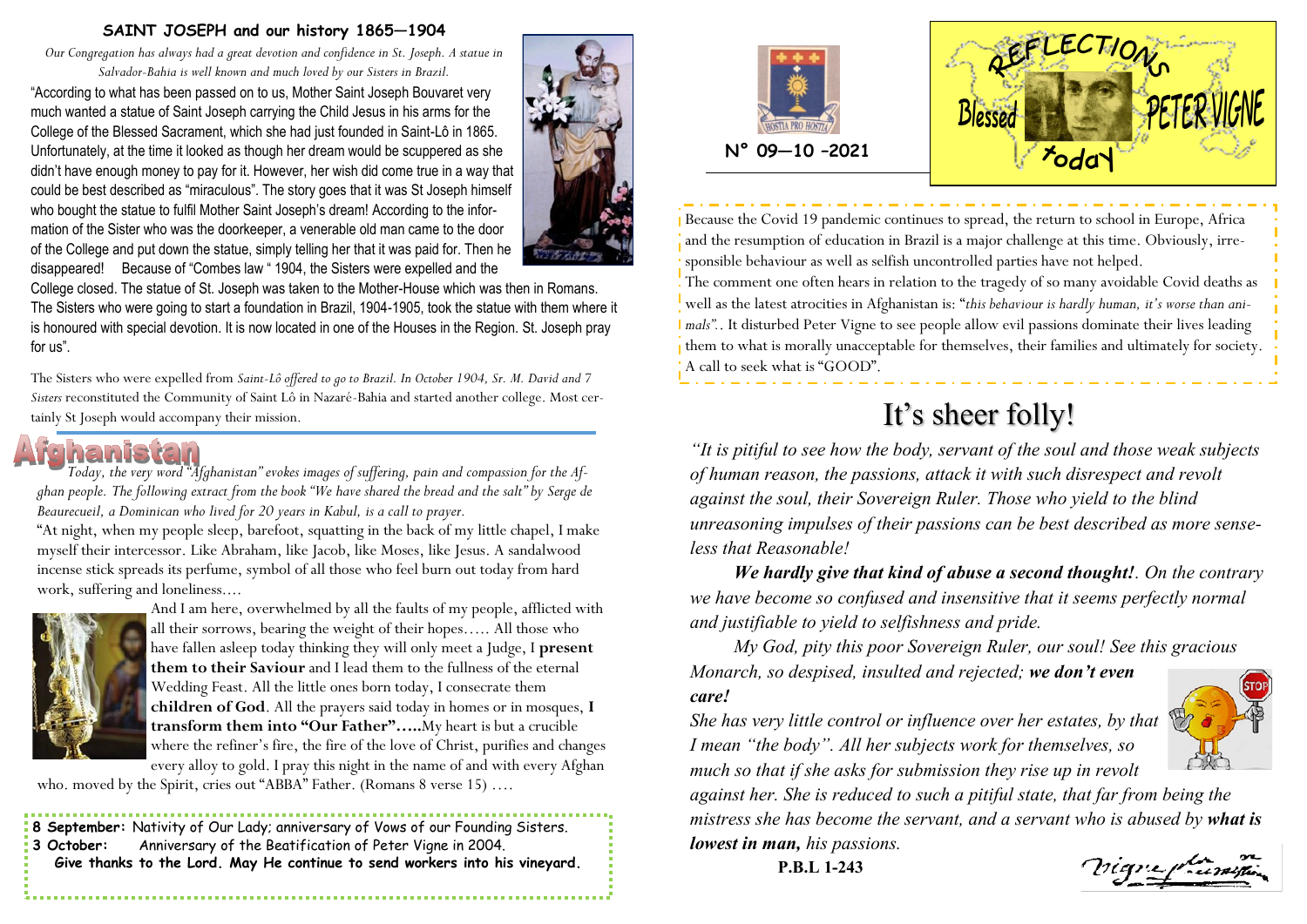## SAINT JOSEPH and our history 1865—1904

*Our Congregation has always had a great devotion and confidence in St. Joseph. A statue in Salvador-Bahia is well known and much loved by our Sisters in Brazil.*

"According to what has been passed on to us, Mother Saint Joseph Bouvaret very much wanted a statue of Saint Joseph carrying the Child Jesus in his arms for the College of the Blessed Sacrament, which she had just founded in Saint-Lô in 1865. Unfortunately, at the time it looked as though her dream would be scuppered as she didn't have enough money to pay for it. However, her wish did come true in a way that could be best described as "miraculous". The story goes that it was St Joseph himself who bought the statue to fulfil Mother Saint Joseph's dream! According to the information of the Sister who was the doorkeeper, a venerable old man came to the door of the College and put down the statue, simply telling her that it was paid for. Then he disappeared! Because of "Combes law " 1904, the Sisters were expelled and the College closed. The statue of St. Joseph was taken to the Mother-House which was then in Romans. The Sisters who were going to start a foundation in Brazil, 1904-1905, took the statue with them where it is honoured with special devotion. It is now located in one of the Houses in the Region. St. Joseph pray for us".

The Sisters who were expelled from *Saint-Lô offered to go to Brazil. In October 1904, Sr. M. David and 7 Sisters* reconstituted the Community of Saint Lô in Nazaré-Bahia and started another college. Most certainly St Joseph would accompany their mission.

## Afghanistan

*Today, the very word "Afghanistan" evokes images of suffering, pain and compassion for the Afghan people. The following extract from the book "We have shared the bread and the salt" by Serge de Beaurecueil, a Dominican who lived for 20 years in Kabul, is a call to prayer.*

"At night, when my people sleep, barefoot, squatting in the back of my little chapel, I make myself their intercessor. Like Abraham, like Jacob, like Moses, like Jesus. A sandalwood incense stick spreads its perfume, symbol of all those who feel burn out today from hard work, suffering and loneliness….

And I am here, overwhelmed by all the faults of my people, afflicted with all their sorrows, bearing the weight of their hopes….. All those who have fallen asleep today thinking they will only meet a Judge, I **present them to their Saviour** and I lead them to the fullness of the eternal Wedding Feast. All the little ones born today, I consecrate them **children of God**. All the prayers said today in homes or in mosques, **I transform them into "Our Father"…..**My heart is but a crucible where the refiner's fire, the fire of the love of Christ, purifies and changes every alloy to gold. I pray this night in the name of and with every Afghan who. moved by the Spirit, cries out "ABBA" Father. (Romans 8 verse 15) ….

**8 September:** Nativity of Our Lady; anniversary of Vows of our Founding Sisters.
**3 October:** Anniversary of the Beatification of Peter Vigne in 2004.
**Give thanks to the Lord. May He continue to send workers into his vineyard.**

HOSTIA PRO HOSTIA

**N° 09—10 -2021**

# REFLECTIONS Blessed PETER VIGNE today

Because the Covid 19 pandemic continues to spread, the return to school in Europe, Africa and the resumption of education in Brazil is a major challenge at this time. Obviously, irresponsible behaviour as well as selfish uncontrolled parties have not helped.

The comment one often hears in relation to the tragedy of so many avoidable Covid deaths as well as the latest atrocities in Afghanistan is: "*this behaviour is hardly human, it's worse than animals*". It disturbed Peter Vigne to see people allow evil passions dominate their lives leading them to what is morally unacceptable for themselves, their families and ultimately for society. A call to seek what is "GOOD".

# It's sheer folly!

*"It is pitiful to see how the body, servant of the soul and those weak subjects of human reason, the passions, attack it with such disrespect and revolt against the soul, their Sovereign Ruler. Those who yield to the blind unreasoning impulses of their passions can be best described as more senseless that Reasonable!*

***We hardly give that kind of abuse a second thought!****. On the contrary we have become so confused and insensitive that it seems perfectly normal and justifiable to yield to selfishness and pride.*

*My God, pity this poor Sovereign Ruler, our soul! See this gracious Monarch, so despised, insulted and rejected;* ***we don't even care!***

*She has very little control or influence over her estates, by that I mean "the body". All her subjects work for themselves, so much so that if she asks for submission they rise up in revolt against her. She is reduced to such a pitiful state, that far from being the mistress she has become the servant, and a servant who is abused by* ***what is lowest in man,*** *his passions.*

**P.B.L 1-243**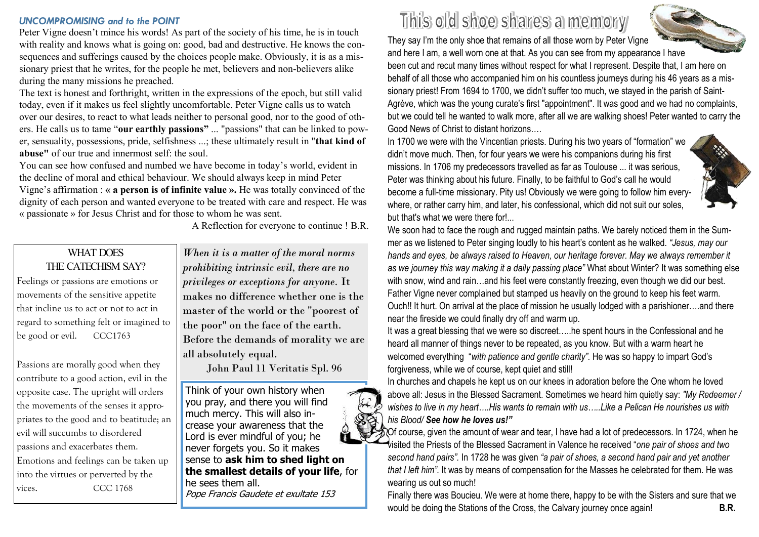## *UNCOMPROMISING and to the POINT*

Peter Vigne doesn't mince his words! As part of the society of his time, he is in touch with reality and knows what is going on: good, bad and destructive. He knows the consequences and sufferings caused by the choices people make. Obviously, it is as a missionary priest that he writes, for the people he met, believers and non-believers alike during the many missions he preached.

The text is honest and forthright, written in the expressions of the epoch, but still valid today, even if it makes us feel slightly uncomfortable. Peter Vigne calls us to watch over our desires, to react to what leads neither to personal good, nor to the good of others. He calls us to tame "**our earthly passions"** ... "passions" that can be linked to power, sensuality, possessions, pride, selfishness ...; these ultimately result in "**that kind of abuse"** of our true and innermost self: the soul.

You can see how confused and numbed we have become in today's world, evident in the decline of moral and ethical behaviour. We should always keep in mind Peter Vigne's affirmation : **« a person is of infinite value ».** He was totally convinced of the dignity of each person and wanted everyone to be treated with care and respect. He was « passionate » for Jesus Christ and for those to whom he was sent.

A Reflection for everyone to continue ! B.R.

### WHAT DOES THE CATECHISM SAY?

Feelings or passions are emotions or movements of the sensitive appetite that incline us to act or not to act in regard to something felt or imagined to be good or evil. CCC1763

Passions are morally good when they contribute to a good action, evil in the opposite case. The upright will orders the movements of the senses it appropriates to the good and to beatitude; an evil will succumbs to disordered passions and exacerbates them. Emotions and feelings can be taken up into the virtues or perverted by the vices. CCC 1768

*When it is a matter of the moral norms prohibiting intrinsic evil, there are no privileges or exceptions for anyone.* It makes no difference whether one is the master of the world or the "poorest of the poor" on the face of the earth. Before the demands of morality we are all absolutely equal.

John Paul 11 Veritatis Spl. 96

Think of your own history when you pray, and there you will find much mercy. This will also increase your awareness that the Lord is ever mindful of you; he never forgets you. So it makes sense to **ask him to shed light on the smallest details of your life**, for he sees them all.
*Pope Francis Gaudete et exultate 153*

# This old shoe shares a memory

They say I'm the only shoe that remains of all those worn by Peter Vigne and here I am, a well worn one at that. As you can see from my appearance I have been cut and recut many times without respect for what I represent. Despite that, I am here on behalf of all those who accompanied him on his countless journeys during his 46 years as a missionary priest! From 1694 to 1700, we didn't suffer too much, we stayed in the parish of Saint-Agrève, which was the young curate's first "appointment". It was good and we had no complaints, but we could tell he wanted to walk more, after all we are walking shoes! Peter wanted to carry the Good News of Christ to distant horizons….

In 1700 we were with the Vincentian priests. During his two years of "formation" we didn't move much. Then, for four years we were his companions during his first missions. In 1706 my predecessors travelled as far as Toulouse ... it was serious, Peter was thinking about his future. Finally, to be faithful to God's call he would become a full-time missionary. Pity us! Obviously we were going to follow him everywhere, or rather carry him, and later, his confessional, which did not suit our soles, but that's what we were there for!...

We soon had to face the rough and rugged maintain paths. We barely noticed them in the Summer as we listened to Peter singing loudly to his heart's content as he walked. *"Jesus, may our hands and eyes, be always raised to Heaven, our heritage forever. May we always remember it as we journey this way making it a daily passing place"* What about Winter? It was something else with snow, wind and rain…and his feet were constantly freezing, even though we did our best. Father Vigne never complained but stamped us heavily on the ground to keep his feet warm. Ouch!! It hurt. On arrival at the place of mission he usually lodged with a parishioner….and there near the fireside we could finally dry off and warm up.

It was a great blessing that we were so discreet…..he spent hours in the Confessional and he heard all manner of things never to be repeated, as you know. But with a warm heart he welcomed everything "*with patience and gentle charity".* He was so happy to impart God's forgiveness, while we of course, kept quiet and still!

In churches and chapels he kept us on our knees in adoration before the One whom he loved above all: Jesus in the Blessed Sacrament. Sometimes we heard him quietly say: *"My Redeemer / wishes to live in my heart….His wants to remain with us…..Like a Pelican He nourishes us with his Blood/* ***See how he loves us!"***

Of course, given the amount of wear and tear, I have had a lot of predecessors. In 1724, when he visited the Priests of the Blessed Sacrament in Valence he received "*one pair of shoes and two second hand pairs".* In 1728 he was given *"a pair of shoes, a second hand pair and yet another that I left him".* It was by means of compensation for the Masses he celebrated for them. He was wearing us out so much!

Finally there was Boucieu. We were at home there, happy to be with the Sisters and sure that we would be doing the Stations of the Cross, the Calvary journey once again! **B.R.**